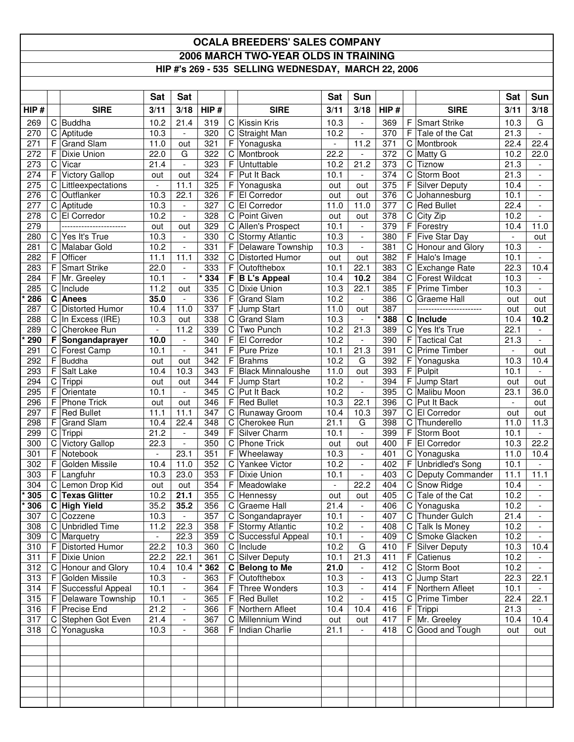# OCALA BREEDERS' SALES COMPANY

## 2006 MARCH TWO-YEAR OLDS IN TRAINING

### HIP #'s 269 - 535 SELLING WEDNESDAY, MARCH 22, 2006

| | | | Sat | Sat | | | | Sat | Sun | | | | Sat | Sun |
|---|---|---|---|---|---|---|---|---|---|---|---|---|---|---|
| HIP # | | SIRE | 3/11 | 3/18 | HIP # | | SIRE | 3/11 | 3/18 | HIP # | | SIRE | 3/11 | 3/18 |
| 269 | C | Buddha | 10.2 | 21.4 | 319 | C | Kissin Kris | 10.3 | - | 369 | F | Smart Strike | 10.3 | G |
| 270 | C | Aptitude | 10.3 | - | 320 | C | Straight Man | 10.2 | - | 370 | F | Tale of the Cat | 21.3 | - |
| 271 | F | Grand Slam | 11.0 | out | 321 | F | Yonaguska | - | 11.2 | 371 | C | Montbrook | 22.4 | 22.4 |
| 272 | F | Dixie Union | 22.0 | G | 322 | C | Montbrook | 22.2 | - | 372 | C | Matty G | 10.2 | 22.0 |
| 273 | C | Vicar | 21.4 | - | 323 | F | Untuttable | 10.2 | 21.2 | 373 | C | Tiznow | 21.3 | - |
| 274 | F | Victory Gallop | out | out | 324 | F | Put It Back | 10.1 | - | 374 | C | Storm Boot | 21.3 | - |
| 275 | C | Littleexpectations | - | 11.1 | 325 | F | Yonaguska | out | out | 375 | F | Silver Deputy | 10.4 | - |
| 276 | C | Outflanker | 10.3 | 22.1 | 326 | F | El Corredor | out | out | 376 | C | Johannesburg | 10.1 | - |
| 277 | C | Aptitude | 10.3 | - | 327 | C | El Corredor | 11.0 | 11.0 | 377 | C | Red Bullet | 22.4 | - |
| 278 | C | El Corredor | 10.2 | - | 328 | C | Point Given | out | out | 378 | C | City Zip | 10.2 | - |
| 279 | | ----------------------- | out | out | 329 | C | Allen's Prospect | 10.1 | - | 379 | F | Forestry | 10.4 | 11.0 |
| 280 | C | Yes It's True | 10.3 | - | 330 | C | Stormy Atlantic | 10.3 | - | 380 | F | Five Star Day | - | out |
| 281 | C | Malabar Gold | 10.2 | - | 331 | F | Delaware Township | 10.3 | - | 381 | C | Honour and Glory | 10.3 | - |
| 282 | F | Officer | 11.1 | 11.1 | 332 | C | Distorted Humor | out | out | 382 | F | Halo's Image | 10.1 | - |
| 283 | F | Smart Strike | 22.0 | - | 333 | F | Outofthebox | 10.1 | 22.1 | 383 | C | Exchange Rate | 22.3 | 10.4 |
| 284 | F | Mr. Greeley | 10.1 | - | * 334 | **F** | **B L's Appeal** | 10.4 | **10.2** | 384 | C | Forest Wildcat | 10.3 | - |
| 285 | C | Include | 11.2 | out | 335 | C | Dixie Union | 10.3 | 22.1 | 385 | F | Prime Timber | 10.3 | - |
| * 286 | **C** | **Anees** | **35.0** | - | 336 | F | Grand Slam | 10.2 | - | 386 | C | Graeme Hall | out | out |
| 287 | C | Distorted Humor | 10.4 | 11.0 | 337 | F | Jump Start | 11.0 | out | 387 | | ----------------------- | out | out |
| 288 | C | In Excess (IRE) | 10.3 | out | 338 | C | Grand Slam | 10.3 | - | * 388 | **C** | **Include** | 10.4 | **10.2** |
| 289 | C | Cherokee Run | - | 11.2 | 339 | C | Two Punch | 10.2 | 21.3 | 389 | C | Yes It's True | 22.1 | - |
| * 290 | **F** | **Songandaprayer** | **10.0** | - | 340 | F | El Corredor | 10.2 | - | 390 | F | Tactical Cat | 21.3 | - |
| 291 | C | Forest Camp | 10.1 | - | 341 | F | Pure Prize | 10.1 | 21.3 | 391 | C | Prime Timber | - | out |
| 292 | F | Buddha | out | out | 342 | F | Brahms | 10.2 | G | 392 | F | Yonaguska | 10.3 | 10.4 |
| 293 | F | Salt Lake | 10.4 | 10.3 | 343 | F | Black Minnaloushe | 11.0 | out | 393 | F | Pulpit | 10.1 | - |
| 294 | C | Trippi | out | out | 344 | F | Jump Start | 10.2 | - | 394 | F | Jump Start | out | out |
| 295 | F | Orientate | 10.1 | - | 345 | C | Put It Back | 10.2 | - | 395 | C | Malibu Moon | 23.1 | 36.0 |
| 296 | F | Phone Trick | out | out | 346 | F | Red Bullet | 10.3 | 22.1 | 396 | C | Put It Back | - | out |
| 297 | F | Red Bullet | 11.1 | 11.1 | 347 | C | Runaway Groom | 10.4 | 10.3 | 397 | C | El Corredor | out | out |
| 298 | F | Grand Slam | 10.4 | 22.4 | 348 | C | Cherokee Run | 21.1 | G | 398 | C | Thunderello | 11.0 | 11.3 |
| 299 | C | Trippi | 21.2 | - | 349 | F | Silver Charm | 10.1 | - | 399 | F | Storm Boot | 10.1 | - |
| 300 | C | Victory Gallop | 22.3 | - | 350 | C | Phone Trick | out | out | 400 | F | El Corredor | 10.3 | 22.2 |
| 301 | F | Notebook | - | 23.1 | 351 | F | Wheelaway | 10.3 | - | 401 | C | Yonaguska | 11.0 | 10.4 |
| 302 | F | Golden Missile | 10.4 | 11.0 | 352 | C | Yankee Victor | 10.2 | - | 402 | F | Unbridled's Song | 10.1 | - |
| 303 | F | Langfuhr | 10.3 | 23.0 | 353 | F | Dixie Union | 10.1 | - | 403 | C | Deputy Commander | 11.1 | 11.1 |
| 304 | C | Lemon Drop Kid | out | out | 354 | F | Meadowlake | - | 22.2 | 404 | C | Snow Ridge | 10.4 | - |
| * 305 | **C** | **Texas Glitter** | 10.2 | **21.1** | 355 | C | Hennessy | out | out | 405 | C | Tale of the Cat | 10.2 | - |
| * 306 | **C** | **High Yield** | 35.2 | **35.2** | 356 | C | Graeme Hall | 21.4 | - | 406 | C | Yonaguska | 10.2 | - |
| 307 | C | Cozzene | 10.3 | - | 357 | C | Songandaprayer | 10.1 | - | 407 | C | Thunder Gulch | 21.4 | - |
| 308 | C | Unbridled Time | 11.2 | 22.3 | 358 | F | Stormy Atlantic | 10.2 | - | 408 | C | Talk Is Money | 10.2 | - |
| 309 | C | Marquetry | - | 22.3 | 359 | C | Successful Appeal | 10.1 | - | 409 | C | Smoke Glacken | 10.2 | - |
| 310 | F | Distorted Humor | 22.2 | 10.3 | 360 | C | Include | 10.2 | G | 410 | F | Silver Deputy | 10.3 | 10.4 |
| 311 | F | Dixie Union | 22.2 | 22.1 | 361 | C | Silver Deputy | 10.1 | 21.3 | 411 | F | Catienus | 10.2 | - |
| 312 | C | Honour and Glory | 10.4 | 10.4 | * 362 | **C** | **Belong to Me** | **21.0** | - | 412 | C | Storm Boot | 10.2 | - |
| 313 | F | Golden Missile | 10.3 | - | 363 | F | Outofthebox | 10.3 | - | 413 | C | Jump Start | 22.3 | 22.1 |
| 314 | F | Successful Appeal | 10.1 | - | 364 | F | Three Wonders | 10.3 | - | 414 | F | Northern Afleet | 10.1 | - |
| 315 | F | Delaware Township | 10.1 | - | 365 | F | Red Bullet | 10.2 | - | 415 | C | Prime Timber | 22.4 | 22.1 |
| 316 | F | Precise End | 21.2 | - | 366 | F | Northern Afleet | 10.4 | 10.4 | 416 | F | Trippi | 21.3 | - |
| 317 | C | Stephen Got Even | 21.4 | - | 367 | C | Millennium Wind | out | out | 417 | F | Mr. Greeley | 10.4 | 10.4 |
| 318 | C | Yonaguska | 10.3 | - | 368 | F | Indian Charlie | 21.1 | - | 418 | C | Good and Tough | out | out |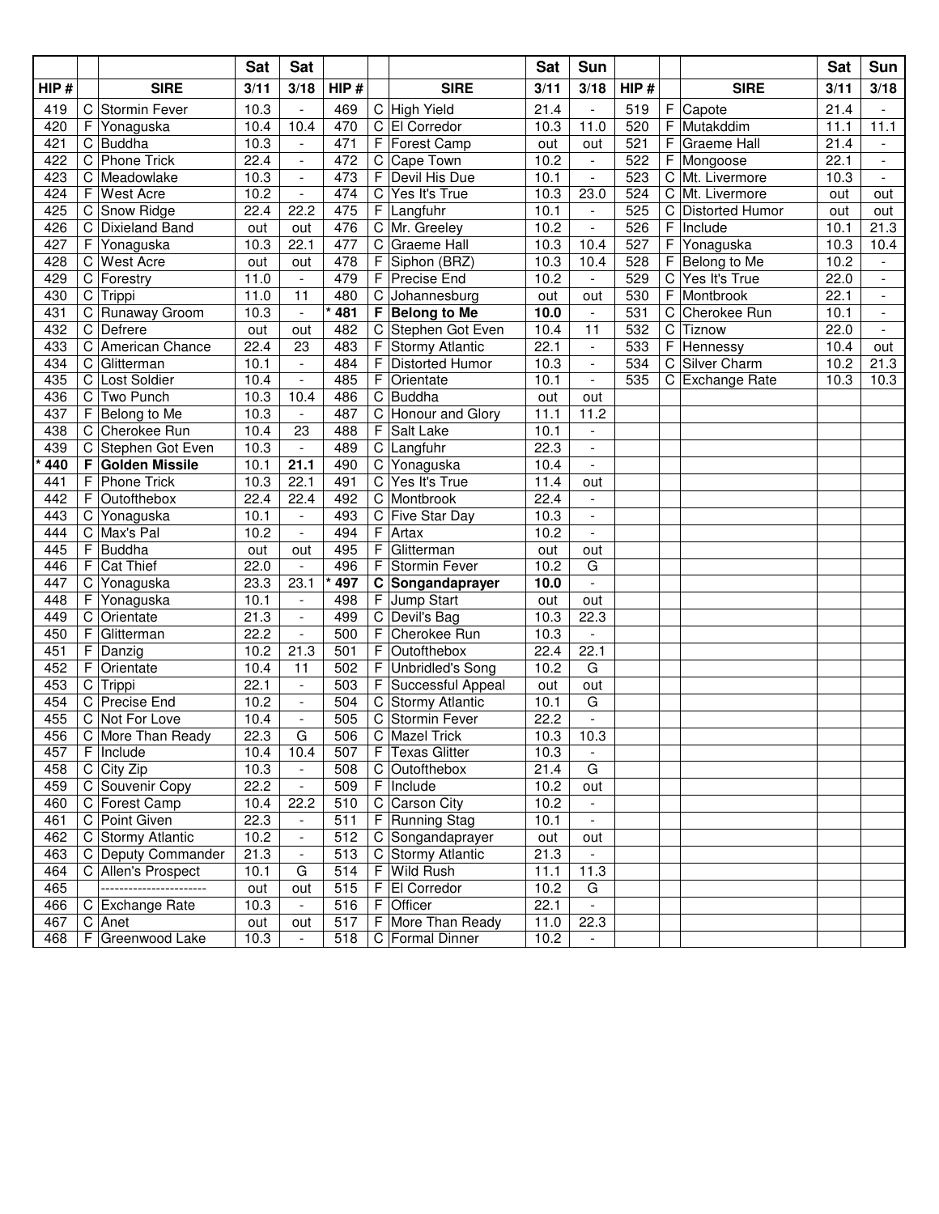| | | | Sat | Sat | | | | Sat | Sun | | | | Sat | Sun |
|---|---|---|---|---|---|---|---|---|---|---|---|---|---|---|
| HIP # | | SIRE | 3/11 | 3/18 | HIP # | | SIRE | 3/11 | 3/18 | HIP # | | SIRE | 3/11 | 3/18 |
| 419 | C | Stormin Fever | 10.3 | - | 469 | C | High Yield | 21.4 | - | 519 | F | Capote | 21.4 | - |
| 420 | F | Yonaguska | 10.4 | 10.4 | 470 | C | El Corredor | 10.3 | 11.0 | 520 | F | Mutakddim | 11.1 | 11.1 |
| 421 | C | Buddha | 10.3 | - | 471 | F | Forest Camp | out | out | 521 | F | Graeme Hall | 21.4 | - |
| 422 | C | Phone Trick | 22.4 | - | 472 | C | Cape Town | 10.2 | - | 522 | F | Mongoose | 22.1 | - |
| 423 | C | Meadowlake | 10.3 | - | 473 | F | Devil His Due | 10.1 | - | 523 | C | Mt. Livermore | 10.3 | - |
| 424 | F | West Acre | 10.2 | - | 474 | C | Yes It's True | 10.3 | 23.0 | 524 | C | Mt. Livermore | out | out |
| 425 | C | Snow Ridge | 22.4 | 22.2 | 475 | F | Langfuhr | 10.1 | - | 525 | C | Distorted Humor | out | out |
| 426 | C | Dixieland Band | out | out | 476 | C | Mr. Greeley | 10.2 | - | 526 | F | Include | 10.1 | 21.3 |
| 427 | F | Yonaguska | 10.3 | 22.1 | 477 | C | Graeme Hall | 10.3 | 10.4 | 527 | F | Yonaguska | 10.3 | 10.4 |
| 428 | C | West Acre | out | out | 478 | F | Siphon (BRZ) | 10.3 | 10.4 | 528 | F | Belong to Me | 10.2 | - |
| 429 | C | Forestry | 11.0 | - | 479 | F | Precise End | 10.2 | - | 529 | C | Yes It's True | 22.0 | - |
| 430 | C | Trippi | 11.0 | 11 | 480 | C | Johannesburg | out | out | 530 | F | Montbrook | 22.1 | - |
| 431 | C | Runaway Groom | 10.3 | - | **\* 481** | **F** | **Belong to Me** | **10.0** | - | 531 | C | Cherokee Run | 10.1 | - |
| 432 | C | Defrere | out | out | 482 | C | Stephen Got Even | 10.4 | 11 | 532 | C | Tiznow | 22.0 | - |
| 433 | C | American Chance | 22.4 | 23 | 483 | F | Stormy Atlantic | 22.1 | - | 533 | F | Hennessy | 10.4 | out |
| 434 | C | Glitterman | 10.1 | - | 484 | F | Distorted Humor | 10.3 | - | 534 | C | Silver Charm | 10.2 | 21.3 |
| 435 | C | Lost Soldier | 10.4 | - | 485 | F | Orientate | 10.1 | - | 535 | C | Exchange Rate | 10.3 | 10.3 |
| 436 | C | Two Punch | 10.3 | 10.4 | 486 | C | Buddha | out | out | | | | | |
| 437 | F | Belong to Me | 10.3 | - | 487 | C | Honour and Glory | 11.1 | 11.2 | | | | | |
| 438 | C | Cherokee Run | 10.4 | 23 | 488 | F | Salt Lake | 10.1 | - | | | | | |
| 439 | C | Stephen Got Even | 10.3 | - | 489 | C | Langfuhr | 22.3 | - | | | | | |
| **\* 440** | **F** | **Golden Missile** | 10.1 | **21.1** | 490 | C | Yonaguska | 10.4 | - | | | | | |
| 441 | F | Phone Trick | 10.3 | 22.1 | 491 | C | Yes It's True | 11.4 | out | | | | | |
| 442 | F | Outofthebox | 22.4 | 22.4 | 492 | C | Montbrook | 22.4 | - | | | | | |
| 443 | C | Yonaguska | 10.1 | - | 493 | C | Five Star Day | 10.3 | - | | | | | |
| 444 | C | Max's Pal | 10.2 | - | 494 | F | Artax | 10.2 | - | | | | | |
| 445 | F | Buddha | out | out | 495 | F | Glitterman | out | out | | | | | |
| 446 | F | Cat Thief | 22.0 | - | 496 | F | Stormin Fever | 10.2 | G | | | | | |
| 447 | C | Yonaguska | 23.3 | 23.1 | **\* 497** | **C** | **Songandaprayer** | **10.0** | - | | | | | |
| 448 | F | Yonaguska | 10.1 | - | 498 | F | Jump Start | out | out | | | | | |
| 449 | C | Orientate | 21.3 | - | 499 | C | Devil's Bag | 10.3 | 22.3 | | | | | |
| 450 | F | Glitterman | 22.2 | - | 500 | F | Cherokee Run | 10.3 | - | | | | | |
| 451 | F | Danzig | 10.2 | 21.3 | 501 | F | Outofthebox | 22.4 | 22.1 | | | | | |
| 452 | F | Orientate | 10.4 | 11 | 502 | F | Unbridled's Song | 10.2 | G | | | | | |
| 453 | C | Trippi | 22.1 | - | 503 | F | Successful Appeal | out | out | | | | | |
| 454 | C | Precise End | 10.2 | - | 504 | C | Stormy Atlantic | 10.1 | G | | | | | |
| 455 | C | Not For Love | 10.4 | - | 505 | C | Stormin Fever | 22.2 | - | | | | | |
| 456 | C | More Than Ready | 22.3 | G | 506 | C | Mazel Trick | 10.3 | 10.3 | | | | | |
| 457 | F | Include | 10.4 | 10.4 | 507 | F | Texas Glitter | 10.3 | - | | | | | |
| 458 | C | City Zip | 10.3 | - | 508 | C | Outofthebox | 21.4 | G | | | | | |
| 459 | C | Souvenir Copy | 22.2 | - | 509 | F | Include | 10.2 | out | | | | | |
| 460 | C | Forest Camp | 10.4 | 22.2 | 510 | C | Carson City | 10.2 | - | | | | | |
| 461 | C | Point Given | 22.3 | - | 511 | F | Running Stag | 10.1 | - | | | | | |
| 462 | C | Stormy Atlantic | 10.2 | - | 512 | C | Songandaprayer | out | out | | | | | |
| 463 | C | Deputy Commander | 21.3 | - | 513 | C | Stormy Atlantic | 21.3 | - | | | | | |
| 464 | C | Allen's Prospect | 10.1 | G | 514 | F | Wild Rush | 11.1 | 11.3 | | | | | |
| 465 | | ----------------------- | out | out | 515 | F | El Corredor | 10.2 | G | | | | | |
| 466 | C | Exchange Rate | 10.3 | - | 516 | F | Officer | 22.1 | - | | | | | |
| 467 | C | Anet | out | out | 517 | F | More Than Ready | 11.0 | 22.3 | | | | | |
| 468 | F | Greenwood Lake | 10.3 | - | 518 | C | Formal Dinner | 10.2 | - | | | | | |